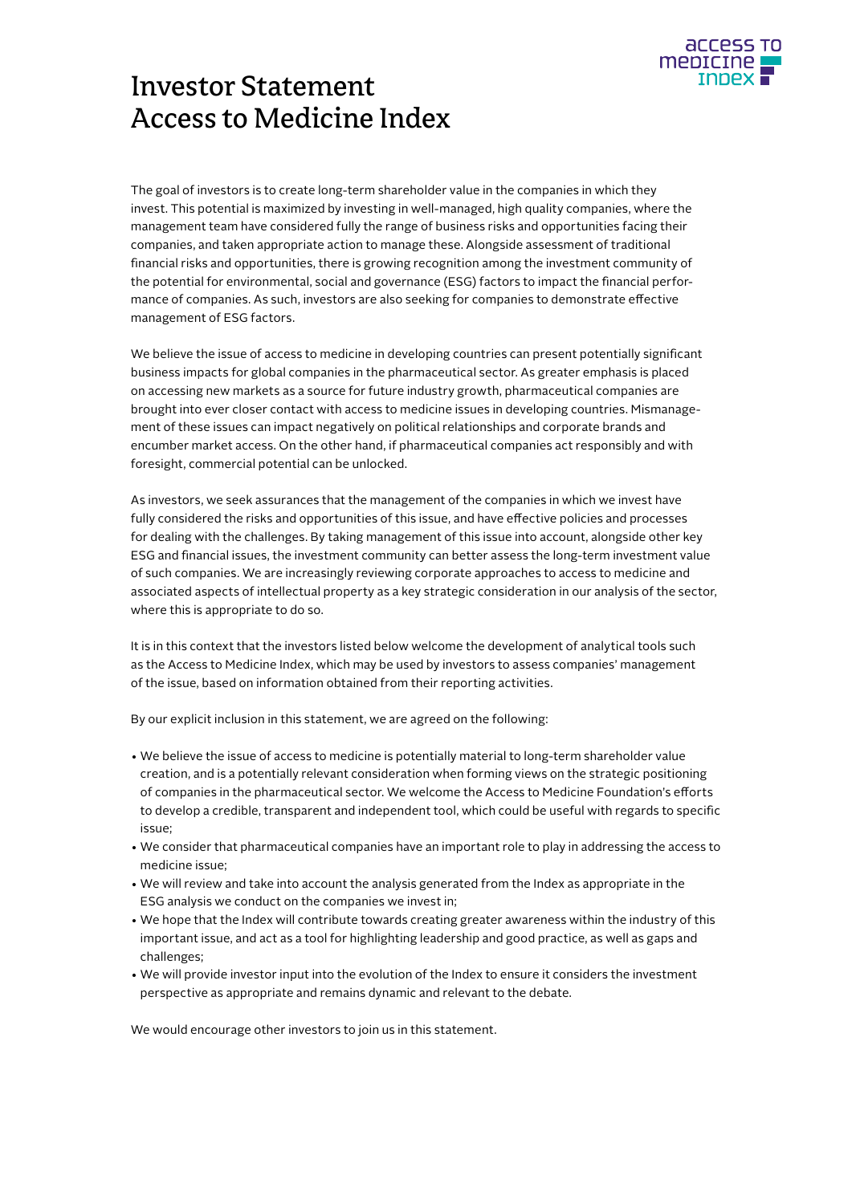# Investor Statement Access to Medicine Index

The goal of investors is to create long-term shareholder value in the companies in which they invest. This potential is maximized by investing in well-managed, high quality companies, where the management team have considered fully the range of business risks and opportunities facing their companies, and taken appropriate action to manage these. Alongside assessment of traditional financial risks and opportunities, there is growing recognition among the investment community of the potential for environmental, social and governance (ESG) factors to impact the financial performance of companies. As such, investors are also seeking for companies to demonstrate effective management of ESG factors.

We believe the issue of access to medicine in developing countries can present potentially significant business impacts for global companies in the pharmaceutical sector. As greater emphasis is placed on accessing new markets as a source for future industry growth, pharmaceutical companies are brought into ever closer contact with access to medicine issues in developing countries. Mismanagement of these issues can impact negatively on political relationships and corporate brands and encumber market access. On the other hand, if pharmaceutical companies act responsibly and with foresight, commercial potential can be unlocked.

As investors, we seek assurances that the management of the companies in which we invest have fully considered the risks and opportunities of this issue, and have effective policies and processes for dealing with the challenges. By taking management of this issue into account, alongside other key ESG and financial issues, the investment community can better assess the long-term investment value of such companies. We are increasingly reviewing corporate approaches to access to medicine and associated aspects of intellectual property as a key strategic consideration in our analysis of the sector, where this is appropriate to do so.

It is in this context that the investors listed below welcome the development of analytical tools such as the Access to Medicine Index, which may be used by investors to assess companies' management of the issue, based on information obtained from their reporting activities.

By our explicit inclusion in this statement, we are agreed on the following:

- We believe the issue of access to medicine is potentially material to long-term shareholder value creation, and is a potentially relevant consideration when forming views on the strategic positioning of companies in the pharmaceutical sector. We welcome the Access to Medicine Foundation's efforts to develop a credible, transparent and independent tool, which could be useful with regards to specific issue;
- We consider that pharmaceutical companies have an important role to play in addressing the access to medicine issue;
- We will review and take into account the analysis generated from the Index as appropriate in the ESG analysis we conduct on the companies we invest in;
- We hope that the Index will contribute towards creating greater awareness within the industry of this important issue, and act as a tool for highlighting leadership and good practice, as well as gaps and challenges;
- We will provide investor input into the evolution of the Index to ensure it considers the investment perspective as appropriate and remains dynamic and relevant to the debate.

We would encourage other investors to join us in this statement.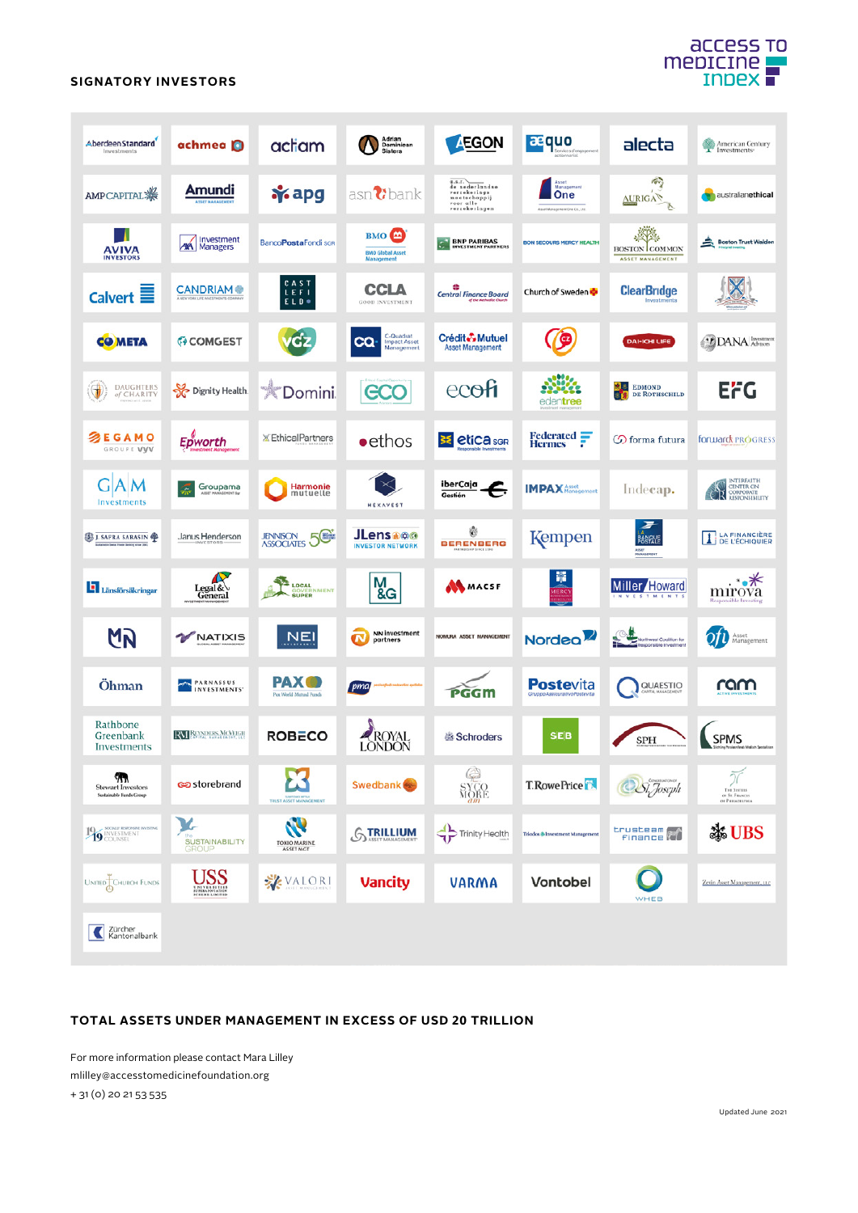## SIGNATORY INVESTORS

| | | | | | | | |
|---|---|---|---|---|---|---|---|
| Aberdeen Standard Investments | achmea | actiam | Adrian Dominican Sisters | AEGON | æquo | alecta | American Century Investments |
| AMP CAPITAL | Amundi | apg | asn bank | de nederlandse vereniging van verzekeraars | Asset Management One | AURIGA | australianethical |
| AVIVA INVESTORS | AXA Investment Managers | BancoPosta Fondi SGR | BMO Global Asset Management | BNP PARIBAS INVESTMENT PARTNERS | BON SECOURS MERCY HEALTH | BOSTON COMMON ASSET MANAGEMENT | Boston Trust Walden |
| Calvert | CANDRIAM | CASTLEFIELD | CCLA GOOD INVESTMENT | Central Finance Board of the Methodist Church | Church of Sweden | ClearBridge Investments | |
| COMETA | COMGEST | vcz | C-Quadrat Impact Asset Management | Crédit Mutuel Asset Management | CZ | DAI-ICHI LIFE | DANA Investment Advisors |
| DAUGHTERS of CHARITY | Dignity Health | Domini | ECO | ecofi | edentree | EDMOND DE ROTHSCHILD | EFG |
| EGAMO GROUPE VYV | Epworth Investment Management | EthicalPartners | ethos | etica SGR | Federated Hermes | forma futura | forward PROGRESS |
| GAM Investments | Groupama Asset Management | Harmonie mutuelle | HEXAVEST | iberCaja Gestión | IMPAX Asset Management | Indecap. | INTERFAITH CENTER ON CORPORATE RESPONSIBILITY |
| J. SAFRA SARASIN | Janus Henderson Investors | JENNISON ASSOCIATES | JLens Investor Network | BERENBERG | Kempen | LA BANQUE POSTALE ASSET MANAGEMENT | LA FINANCIÈRE DE L'ÉCHIQUIER |
| Länsförsäkringar | Legal & General | LOCAL GOVERNMENT SUPER | M&G | MACSF | MERCY | Miller/Howard INVESTMENTS | mirova |
| MN | NATIXIS | NEI INVESTMENTS | NN investment partners | NOMURA ASSET MANAGEMENT | Nordea | Northwest Coalition for Responsible Investment | ofi Asset Management |
| Öhman | PARNASSUS INVESTMENTS | PAX World Mutual Funds | pma | PGGM | Postevita | QUAESTIO | ram ACTIVE INVESTMENTS |
| Rathbone Greenbank Investments | RMI | ROBECO | ROYAL LONDON | Schroders | SEB | SPH | SPMS |
| Stewart Investors | storebrand | TRUST ASSET MANAGEMENT | Swedbank | SYCOMORE | T. Rowe Price | St. Joseph | The Sisters of St. Francis of Philadelphia |
| 1919 INVESTMENT COUNSEL | the SUSTAINABILITY GROUP | TOKIO MARINE ASSET MGMT | TRILLIUM ASSET MANAGEMENT | Trinity Health | Triodos Investment Management | trusteam finance | UBS |
| United Church Funds | USS | VALORI | Vancity | VARMA | Vontobel | WHEB | Zevin Asset Management, LLC |
| Zürcher Kantonalbank | | | | | | | |

## TOTAL ASSETS UNDER MANAGEMENT IN EXCESS OF USD 20 TRILLION

For more information please contact Mara Lilley
mlilley@accesstomedicinefoundation.org
+ 31 (0) 20 21 53 535

Updated June 2021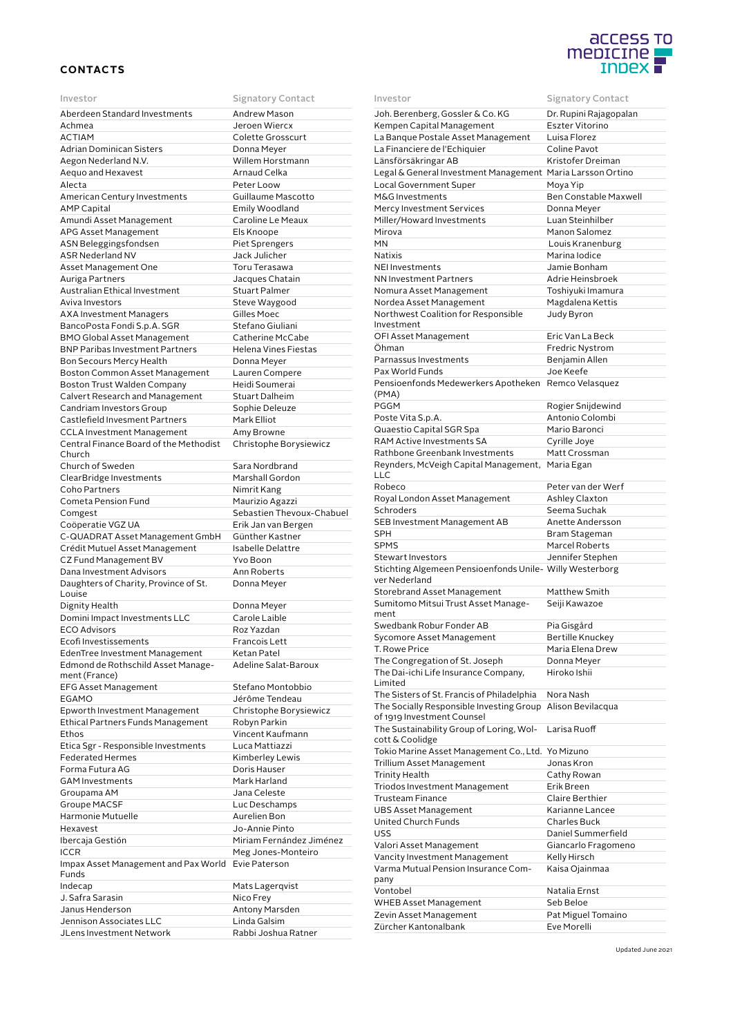## CONTACTS

| Investor | Signatory Contact |
|---|---|
| Aberdeen Standard Investments | Andrew Mason |
| Achmea | Jeroen Wiercx |
| ACTIAM | Colette Grosscurt |
| Adrian Dominican Sisters | Donna Meyer |
| Aegon Nederland N.V. | Willem Horstmann |
| Aequo and Hexavest | Arnaud Celka |
| Alecta | Peter Loow |
| American Century Investments | Guillaume Mascotto |
| AMP Capital | Emily Woodland |
| Amundi Asset Management | Caroline Le Meaux |
| APG Asset Management | Els Knoope |
| ASN Beleggingsfondsen | Piet Sprengers |
| ASR Nederland NV | Jack Julicher |
| Asset Management One | Toru Terasawa |
| Auriga Partners | Jacques Chatain |
| Australian Ethical Investment | Stuart Palmer |
| Aviva Investors | Steve Waygood |
| AXA Investment Managers | Gilles Moec |
| BancoPosta Fondi S.p.A. SGR | Stefano Giuliani |
| BMO Global Asset Management | Catherine McCabe |
| BNP Paribas Investment Partners | Helena Vines Fiestas |
| Bon Secours Mercy Health | Donna Meyer |
| Boston Common Asset Management | Lauren Compere |
| Boston Trust Walden Company | Heidi Soumerai |
| Calvert Research and Management | Stuart Dalheim |
| Candriam Investors Group | Sophie Deleuze |
| Castlefield Invesment Partners | Mark Elliot |
| CCLA Investment Management | Amy Browne |
| Central Finance Board of the Methodist Church | Christophe Borysiewicz |
| Church of Sweden | Sara Nordbrand |
| ClearBridge Investments | Marshall Gordon |
| Coho Partners | Nimrit Kang |
| Cometa Pension Fund | Maurizio Agazzi |
| Comgest | Sebastien Thevoux-Chabuel |
| Coöperatie VGZ UA | Erik Jan van Bergen |
| C-QUADRAT Asset Management GmbH | Günther Kastner |
| Crédit Mutuel Asset Management | Isabelle Delattre |
| CZ Fund Management BV | Yvo Boon |
| Dana Investment Advisors | Ann Roberts |
| Daughters of Charity, Province of St. Louise | Donna Meyer |
| Dignity Health | Donna Meyer |
| Domini Impact Investments LLC | Carole Laible |
| ECO Advisors | Roz Yazdan |
| Ecofi Investissements | Francois Lett |
| EdenTree Investment Management | Ketan Patel |
| Edmond de Rothschild Asset Management (France) | Adeline Salat-Baroux |
| EFG Asset Management | Stefano Montobbio |
| EGAMO | Jérôme Tendeau |
| Epworth Investment Management | Christophe Borysiewicz |
| Ethical Partners Funds Management | Robyn Parkin |
| Ethos | Vincent Kaufmann |
| Etica Sgr - Responsible Investments | Luca Mattiazzi |
| Federated Hermes | Kimberley Lewis |
| Forma Futura AG | Doris Hauser |
| GAM Investments | Mark Harland |
| Groupama AM | Jana Celeste |
| Groupe MACSF | Luc Deschamps |
| Harmonie Mutuelle | Aurelien Bon |
| Hexavest | Jo-Annie Pinto |
| Ibercaja Gestión | Miriam Fernández Jiménez |
| ICCR | Meg Jones-Monteiro |
| Impax Asset Management and Pax World Funds | Evie Paterson |
| Indecap | Mats Lagerqvist |
| J. Safra Sarasin | Nico Frey |
| Janus Henderson | Antony Marsden |
| Jennison Associates LLC | Linda Galsim |
| JLens Investment Network | Rabbi Joshua Ratner |
| Joh. Berenberg, Gossler & Co. KG | Dr. Rupini Rajagopalan |
| Kempen Capital Management | Eszter Vitorino |
| La Banque Postale Asset Management | Luisa Florez |
| La Financiere de l'Echiquier | Coline Pavot |
| Länsförsäkringar AB | Kristofer Dreiman |
| Legal & General Investment Management | Maria Larsson Ortino |
| Local Government Super | Moya Yip |
| M&G Investments | Ben Constable Maxwell |
| Mercy Investment Services | Donna Meyer |
| Miller/Howard Investments | Luan Steinhilber |
| Mirova | Manon Salomez |
| MN | Louis Kranenburg |
| Natixis | Marina Iodice |
| NEI Investments | Jamie Bonham |
| NN Investment Partners | Adrie Heinsbroek |
| Nomura Asset Management | Toshiyuki Imamura |
| Nordea Asset Management | Magdalena Kettis |
| Northwest Coalition for Responsible Investment | Judy Byron |
| OFI Asset Management | Eric Van La Beck |
| Öhman | Fredric Nystrom |
| Parnassus Investments | Benjamin Allen |
| Pax World Funds | Joe Keefe |
| Pensioenfonds Medewerkers Apotheken (PMA) | Remco Velasquez |
| PGGM | Rogier Snijdewind |
| Poste Vita S.p.A. | Antonio Colombi |
| Quaestio Capital SGR Spa | Mario Baronci |
| RAM Active Investments SA | Cyrille Joye |
| Rathbone Greenbank Investments | Matt Crossman |
| Reynders, McVeigh Capital Management, LLC | Maria Egan |
| Robeco | Peter van der Werf |
| Royal London Asset Management | Ashley Claxton |
| Schroders | Seema Suchak |
| SEB Investment Management AB | Anette Andersson |
| SPH | Bram Stageman |
| SPMS | Marcel Roberts |
| Stewart Investors | Jennifer Stephen |
| Stichting Algemeen Pensioenfonds Unilever Nederland | Willy Westerborg |
| Storebrand Asset Management | Matthew Smith |
| Sumitomo Mitsui Trust Asset Management | Seiji Kawazoe |
| Swedbank Robur Fonder AB | Pia Gisgård |
| Sycomore Asset Management | Bertille Knuckey |
| T. Rowe Price | Maria Elena Drew |
| The Congregation of St. Joseph | Donna Meyer |
| The Dai-ichi Life Insurance Company, Limited | Hiroko Ishii |
| The Sisters of St. Francis of Philadelphia | Nora Nash |
| The Socially Responsible Investing Group of 1919 Investment Counsel | Alison Bevilacqua |
| The Sustainability Group of Loring, Wolcott & Coolidge | Larisa Ruoff |
| Tokio Marine Asset Management Co., Ltd. | Yo Mizuno |
| Trillium Asset Management | Jonas Kron |
| Trinity Health | Cathy Rowan |
| Triodos Investment Management | Erik Breen |
| Trusteam Finance | Claire Berthier |
| UBS Asset Management | Karianne Lancee |
| United Church Funds | Charles Buck |
| USS | Daniel Summerfield |
| Valori Asset Management | Giancarlo Fragomeno |
| Vancity Investment Management | Kelly Hirsch |
| Varma Mutual Pension Insurance Company | Kaisa Ojainmaa |
| Vontobel | Natalia Ernst |
| WHEB Asset Management | Seb Beloe |
| Zevin Asset Management | Pat Miguel Tomaino |
| Zürcher Kantonalbank | Eve Morelli |

Updated June 2021